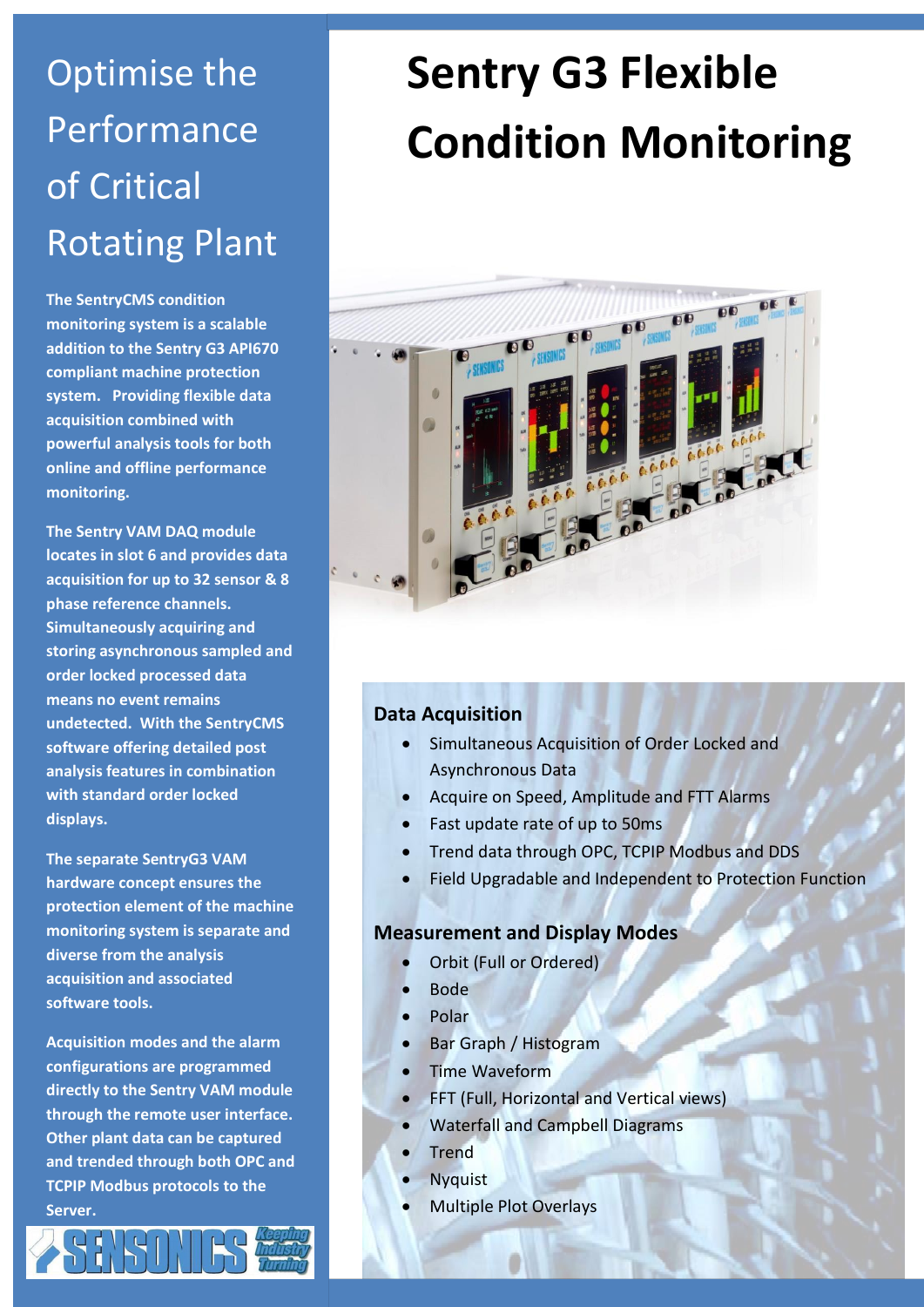# Sentry G3 Flexible Condition Monitoring

## Optimise the Performance of Critical Rotating Plant

**The SentryCMS condition monitoring system is a scalable addition to the Sentry G3 API670 compliant machine protection system. Providing flexible data acquisition combined with powerful analysis tools for both online and offline performance monitoring.**

**The Sentry VAM DAQ module locates in slot 6 and provides data acquisition for up to 32 sensor & 8 phase reference channels. Simultaneously acquiring and storing asynchronous sampled and order locked processed data means no event remains undetected. With the SentryCMS software offering detailed post analysis features in combination with standard order locked displays.**

**The separate SentryG3 VAM hardware concept ensures the protection element of the machine monitoring system is separate and diverse from the analysis acquisition and associated software tools.**

**Acquisition modes and the alarm configurations are programmed directly to the Sentry VAM module through the remote user interface. Other plant data can be captured and trended through both OPC and TCPIP Modbus protocols to the Server.**

### Data Acquisition

- Simultaneous Acquisition of Order Locked and Asynchronous Data
- Acquire on Speed, Amplitude and FTT Alarms
- Fast update rate of up to 50ms
- Trend data through OPC, TCPIP Modbus and DDS
- Field Upgradable and Independent to Protection Function

### Measurement and Display Modes

- Orbit (Full or Ordered)
- Bode
- Polar
- Bar Graph / Histogram
- Time Waveform
- FFT (Full, Horizontal and Vertical views)
- Waterfall and Campbell Diagrams
- Trend
- Nyquist
- Multiple Plot Overlays

SENSONICS Keeping Industry Turning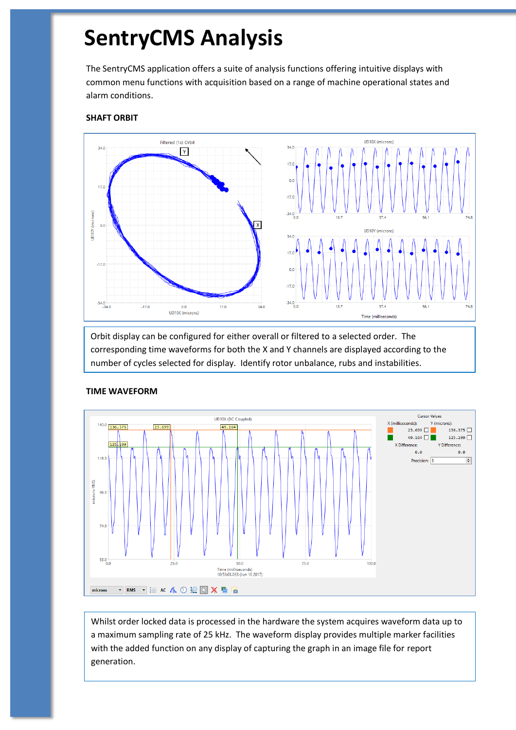# SentryCMS Analysis

The SentryCMS application offers a suite of analysis functions offering intuitive displays with common menu functions with acquisition based on a range of machine operational states and alarm conditions.

### SHAFT ORBIT

Orbit display can be configured for either overall or filtered to a selected order. The corresponding time waveforms for both the X and Y channels are displayed according to the number of cycles selected for display. Identify rotor unbalance, rubs and instabilities.

### TIME WAVEFORM

Whilst order locked data is processed in the hardware the system acquires waveform data up to a maximum sampling rate of 25 kHz. The waveform display provides multiple marker facilities with the added function on any display of capturing the graph in an image file for report generation.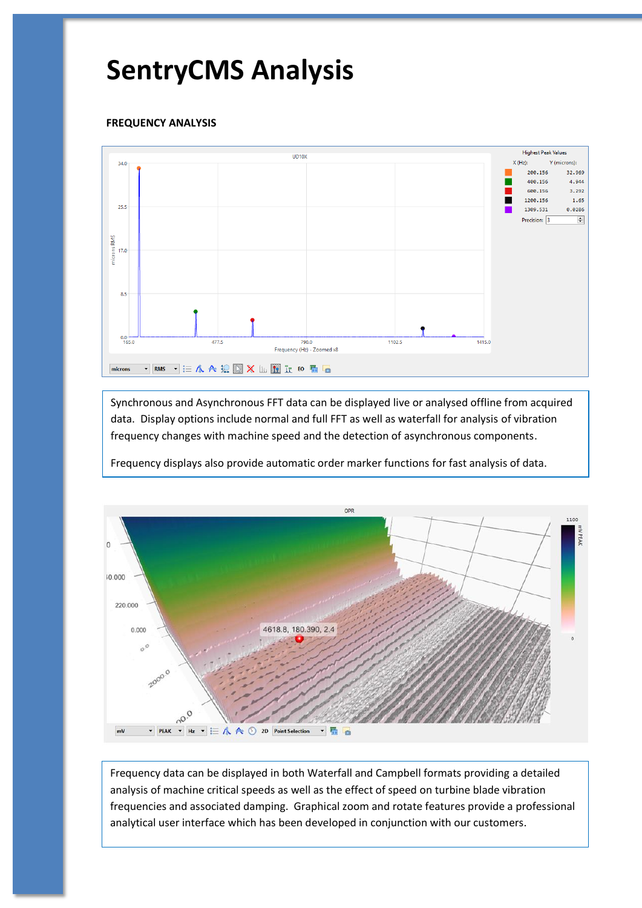# SentryCMS Analysis

**FREQUENCY ANALYSIS**

Synchronous and Asynchronous FFT data can be displayed live or analysed offline from acquired data. Display options include normal and full FFT as well as waterfall for analysis of vibration frequency changes with machine speed and the detection of asynchronous components.

Frequency displays also provide automatic order marker functions for fast analysis of data.

Frequency data can be displayed in both Waterfall and Campbell formats providing a detailed analysis of machine critical speeds as well as the effect of speed on turbine blade vibration frequencies and associated damping. Graphical zoom and rotate features provide a professional analytical user interface which has been developed in conjunction with our customers.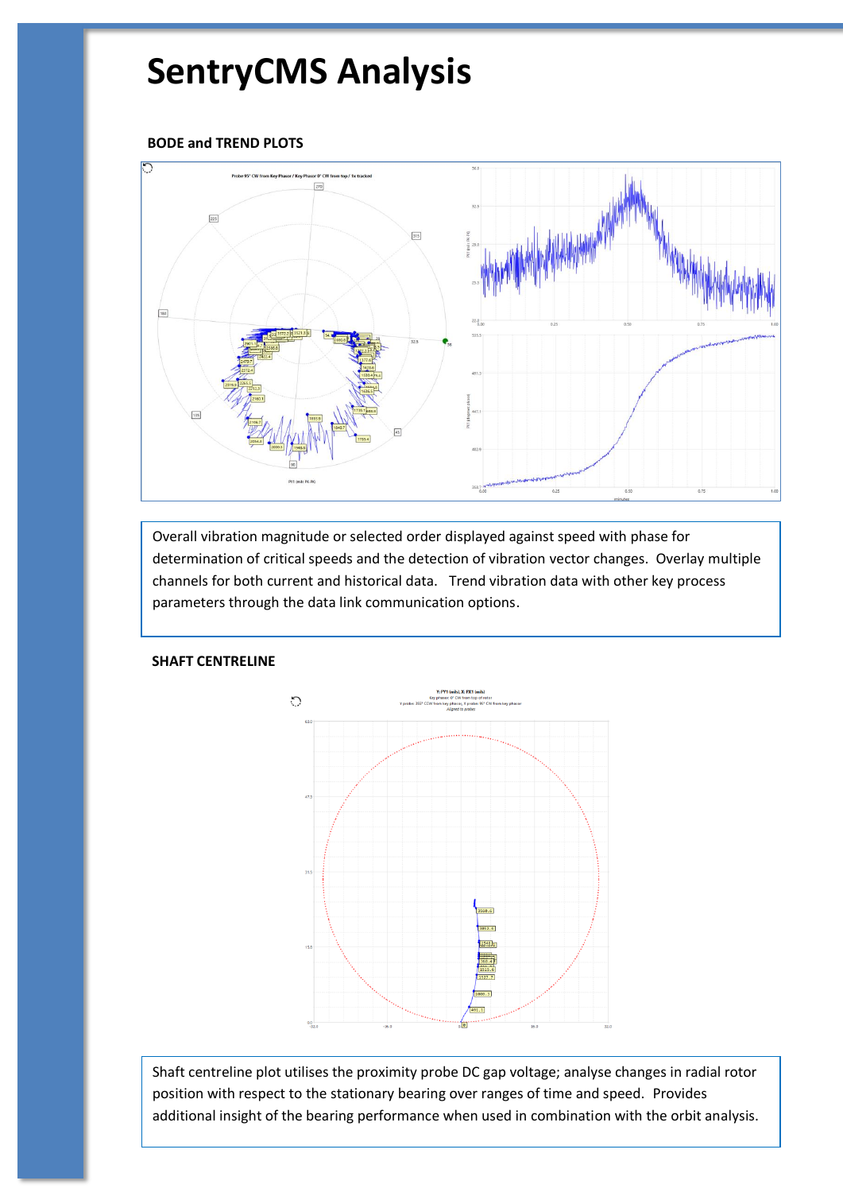# SentryCMS Analysis

### BODE and TREND PLOTS

Overall vibration magnitude or selected order displayed against speed with phase for determination of critical speeds and the detection of vibration vector changes. Overlay multiple channels for both current and historical data. Trend vibration data with other key process parameters through the data link communication options.

### SHAFT CENTRELINE

Shaft centreline plot utilises the proximity probe DC gap voltage; analyse changes in radial rotor position with respect to the stationary bearing over ranges of time and speed. Provides additional insight of the bearing performance when used in combination with the orbit analysis.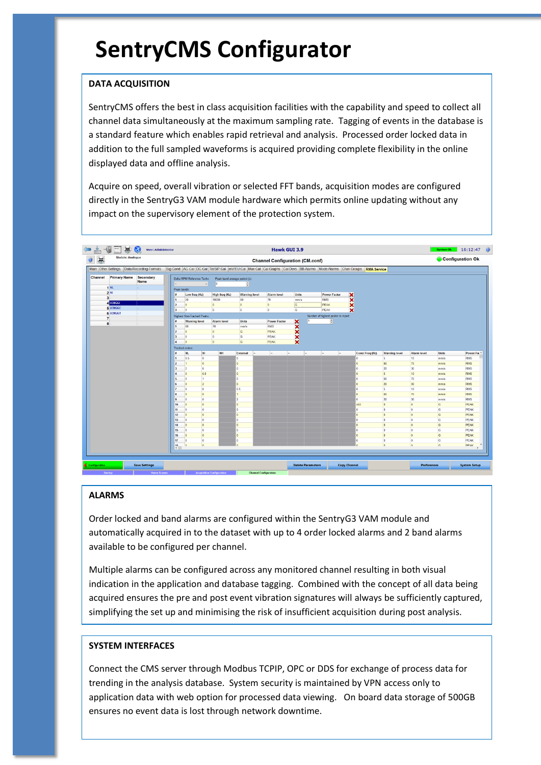# SentryCMS Configurator

## DATA ACQUISITION

SentryCMS offers the best in class acquisition facilities with the capability and speed to collect all channel data simultaneously at the maximum sampling rate. Tagging of events in the database is a standard feature which enables rapid retrieval and analysis. Processed order locked data in addition to the full sampled waveforms is acquired providing complete flexibility in the online displayed data and offline analysis.

Acquire on speed, overall vibration or selected FFT bands, acquisition modes are configured directly in the SentryG3 VAM module hardware which permits online updating without any impact on the supervisory element of the protection system.

## ALARMS

Order locked and band alarms are configured within the SentryG3 VAM module and automatically acquired in to the dataset with up to 4 order locked alarms and 2 band alarms available to be configured per channel.

Multiple alarms can be configured across any monitored channel resulting in both visual indication in the application and database tagging. Combined with the concept of all data being acquired ensures the pre and post event vibration signatures will always be sufficiently captured, simplifying the set up and minimising the risk of insufficient acquisition during post analysis.

## SYSTEM INTERFACES

Connect the CMS server through Modbus TCPIP, OPC or DDS for exchange of process data for trending in the analysis database. System security is maintained by VPN access only to application data with web option for processed data viewing. On board data storage of 500GB ensures no event data is lost through network downtime.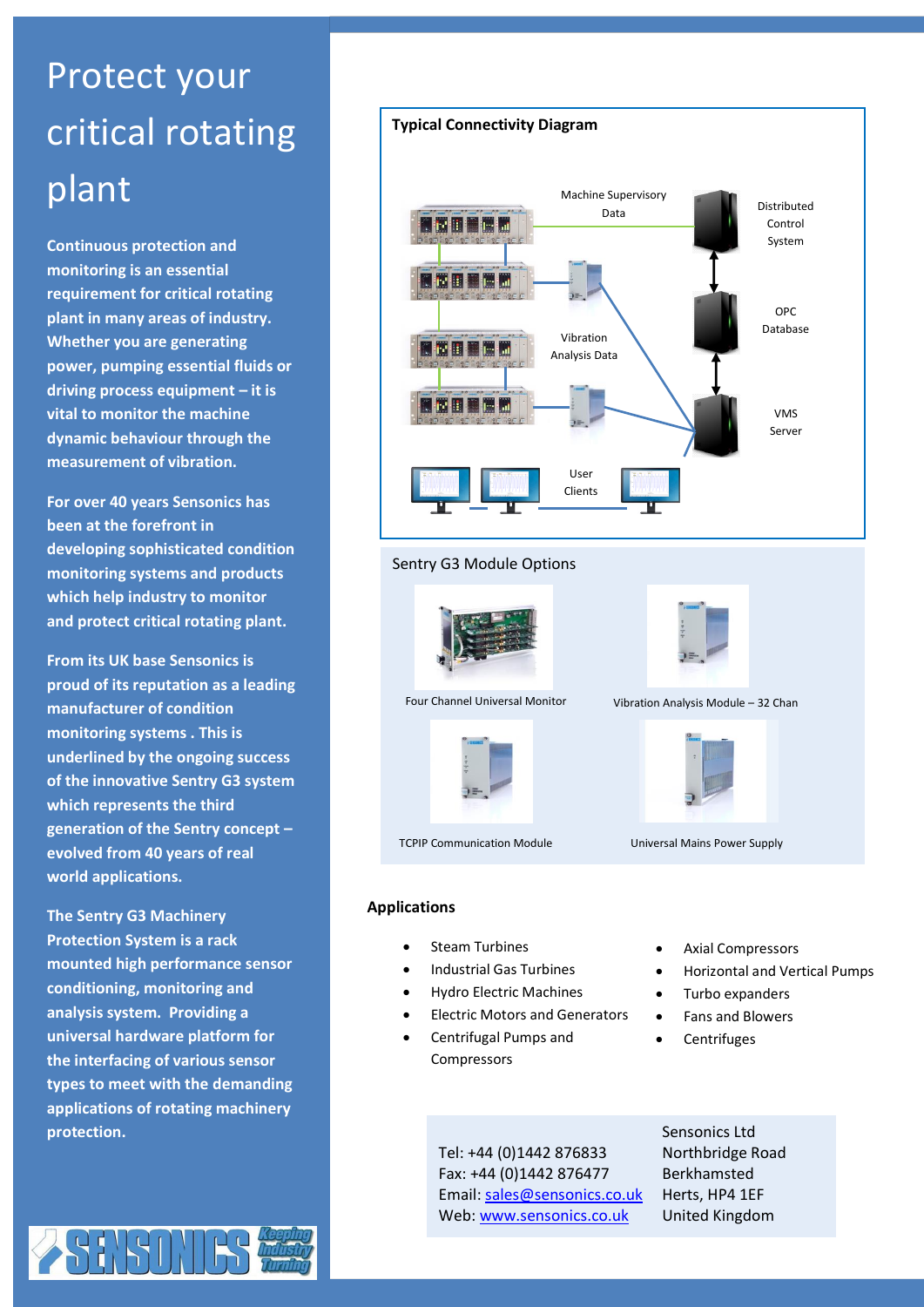# Protect your critical rotating plant

**Continuous protection and monitoring is an essential requirement for critical rotating plant in many areas of industry. Whether you are generating power, pumping essential fluids or driving process equipment – it is vital to monitor the machine dynamic behaviour through the measurement of vibration.**

**For over 40 years Sensonics has been at the forefront in developing sophisticated condition monitoring systems and products which help industry to monitor and protect critical rotating plant.**

**From its UK base Sensonics is proud of its reputation as a leading manufacturer of condition monitoring systems . This is underlined by the ongoing success of the innovative Sentry G3 system which represents the third generation of the Sentry concept – evolved from 40 years of real world applications.**

**The Sentry G3 Machinery Protection System is a rack mounted high performance sensor conditioning, monitoring and analysis system. Providing a universal hardware platform for the interfacing of various sensor types to meet with the demanding applications of rotating machinery protection.**

SENSONICS Keeping Industry Turning

**Typical Connectivity Diagram**

Machine Supervisory Data

Distributed Control System

OPC Database

Vibration Analysis Data

VMS Server

User Clients

Sentry G3 Module Options

Four Channel Universal Monitor

Vibration Analysis Module – 32 Chan

TCPIP Communication Module

Universal Mains Power Supply

**Applications**

- Steam Turbines
- Industrial Gas Turbines
- Hydro Electric Machines
- Electric Motors and Generators
- Centrifugal Pumps and Compressors
- Axial Compressors
- Horizontal and Vertical Pumps
- Turbo expanders
- Fans and Blowers
- Centrifuges

Tel: +44 (0)1442 876833
Fax: +44 (0)1442 876477
Email: sales@sensonics.co.uk
Web: www.sensonics.co.uk

Sensonics Ltd
Northbridge Road
Berkhamsted
Herts, HP4 1EF
United Kingdom